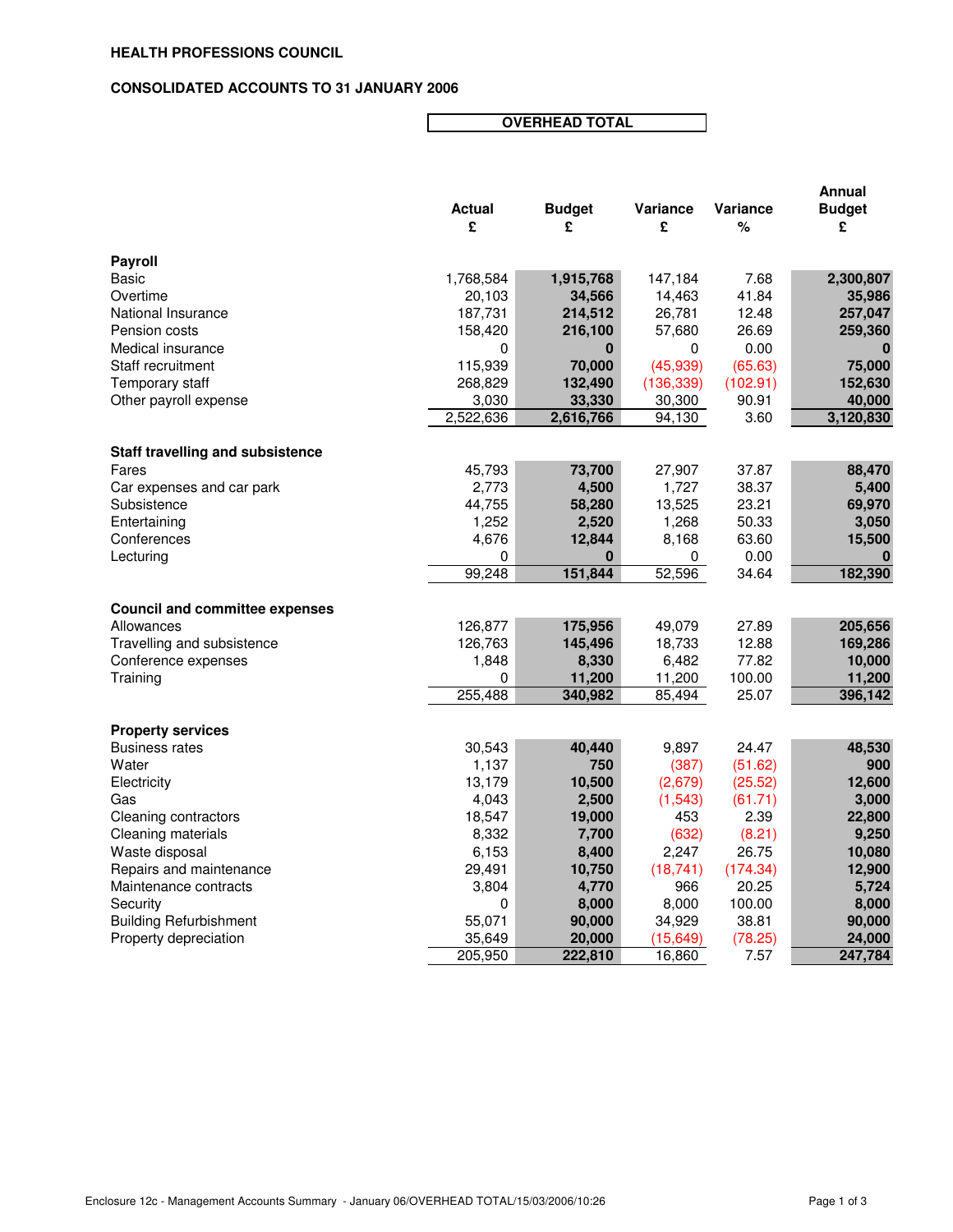**HEALTH PROFESSIONS COUNCIL**

**CONSOLIDATED ACCOUNTS TO 31 JANUARY 2006**

**OVERHEAD TOTAL**

| | Actual £ | Budget £ | Variance £ | Variance % | Annual Budget £ |
|---|---|---|---|---|---|
| **Payroll** | | | | | |
| Basic | 1,768,584 | 1,915,768 | 147,184 | 7.68 | 2,300,807 |
| Overtime | 20,103 | 34,566 | 14,463 | 41.84 | 35,986 |
| National Insurance | 187,731 | 214,512 | 26,781 | 12.48 | 257,047 |
| Pension costs | 158,420 | 216,100 | 57,680 | 26.69 | 259,360 |
| Medical insurance | 0 | 0 | 0 | 0.00 | 0 |
| Staff recruitment | 115,939 | 70,000 | (45,939) | (65.63) | 75,000 |
| Temporary staff | 268,829 | 132,490 | (136,339) | (102.91) | 152,630 |
| Other payroll expense | 3,030 | 33,330 | 30,300 | 90.91 | 40,000 |
| | 2,522,636 | 2,616,766 | 94,130 | 3.60 | 3,120,830 |
| **Staff travelling and subsistence** | | | | | |
| Fares | 45,793 | 73,700 | 27,907 | 37.87 | 88,470 |
| Car expenses and car park | 2,773 | 4,500 | 1,727 | 38.37 | 5,400 |
| Subsistence | 44,755 | 58,280 | 13,525 | 23.21 | 69,970 |
| Entertaining | 1,252 | 2,520 | 1,268 | 50.33 | 3,050 |
| Conferences | 4,676 | 12,844 | 8,168 | 63.60 | 15,500 |
| Lecturing | 0 | 0 | 0 | 0.00 | 0 |
| | 99,248 | 151,844 | 52,596 | 34.64 | 182,390 |
| **Council and committee expenses** | | | | | |
| Allowances | 126,877 | 175,956 | 49,079 | 27.89 | 205,656 |
| Travelling and subsistence | 126,763 | 145,496 | 18,733 | 12.88 | 169,286 |
| Conference expenses | 1,848 | 8,330 | 6,482 | 77.82 | 10,000 |
| Training | 0 | 11,200 | 11,200 | 100.00 | 11,200 |
| | 255,488 | 340,982 | 85,494 | 25.07 | 396,142 |
| **Property services** | | | | | |
| Business rates | 30,543 | 40,440 | 9,897 | 24.47 | 48,530 |
| Water | 1,137 | 750 | (387) | (51.62) | 900 |
| Electricity | 13,179 | 10,500 | (2,679) | (25.52) | 12,600 |
| Gas | 4,043 | 2,500 | (1,543) | (61.71) | 3,000 |
| Cleaning contractors | 18,547 | 19,000 | 453 | 2.39 | 22,800 |
| Cleaning materials | 8,332 | 7,700 | (632) | (8.21) | 9,250 |
| Waste disposal | 6,153 | 8,400 | 2,247 | 26.75 | 10,080 |
| Repairs and maintenance | 29,491 | 10,750 | (18,741) | (174.34) | 12,900 |
| Maintenance contracts | 3,804 | 4,770 | 966 | 20.25 | 5,724 |
| Security | 0 | 8,000 | 8,000 | 100.00 | 8,000 |
| Building Refurbishment | 55,071 | 90,000 | 34,929 | 38.81 | 90,000 |
| Property depreciation | 35,649 | 20,000 | (15,649) | (78.25) | 24,000 |
| | 205,950 | 222,810 | 16,860 | 7.57 | 247,784 |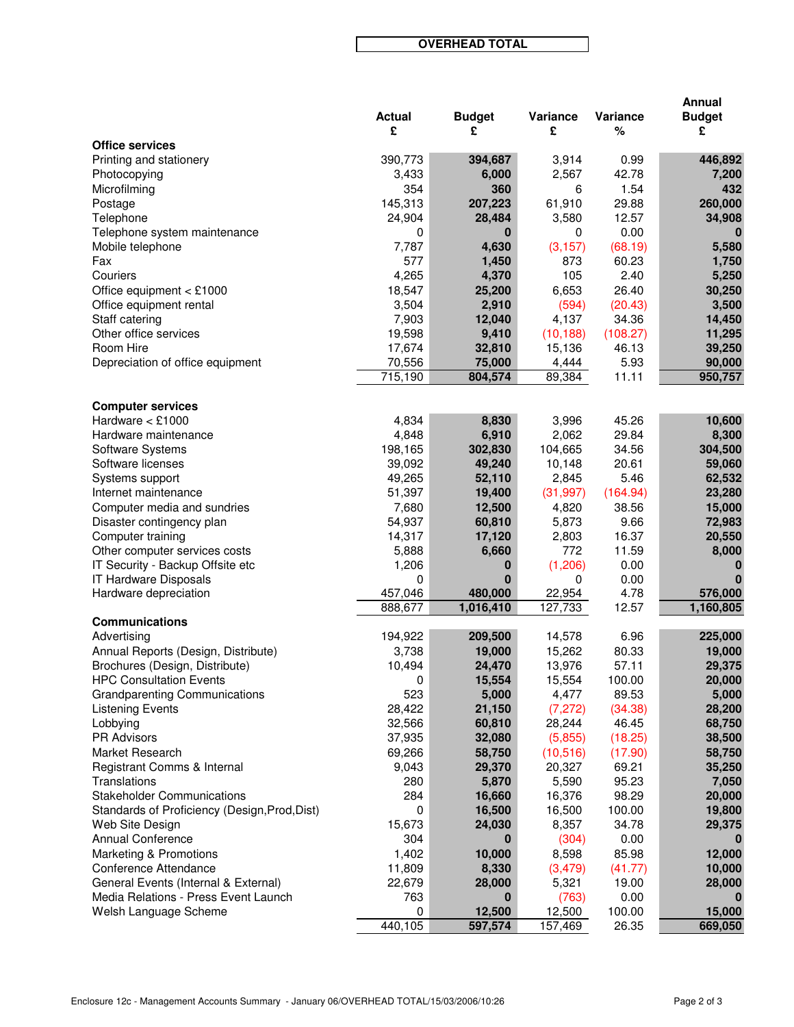**OVERHEAD TOTAL**

| | Actual £ | Budget £ | Variance £ | Variance % | Annual Budget £ |
|---|---|---|---|---|---|
| **Office services** | | | | | |
| Printing and stationery | 390,773 | **394,687** | 3,914 | 0.99 | **446,892** |
| Photocopying | 3,433 | **6,000** | 2,567 | 42.78 | **7,200** |
| Microfilming | 354 | **360** | 6 | 1.54 | **432** |
| Postage | 145,313 | **207,223** | 61,910 | 29.88 | **260,000** |
| Telephone | 24,904 | **28,484** | 3,580 | 12.57 | **34,908** |
| Telephone system maintenance | 0 | **0** | 0 | 0.00 | **0** |
| Mobile telephone | 7,787 | **4,630** | (3,157) | (68.19) | **5,580** |
| Fax | 577 | **1,450** | 873 | 60.23 | **1,750** |
| Couriers | 4,265 | **4,370** | 105 | 2.40 | **5,250** |
| Office equipment < £1000 | 18,547 | **25,200** | 6,653 | 26.40 | **30,250** |
| Office equipment rental | 3,504 | **2,910** | (594) | (20.43) | **3,500** |
| Staff catering | 7,903 | **12,040** | 4,137 | 34.36 | **14,450** |
| Other office services | 19,598 | **9,410** | (10,188) | (108.27) | **11,295** |
| Room Hire | 17,674 | **32,810** | 15,136 | 46.13 | **39,250** |
| Depreciation of office equipment | 70,556 | **75,000** | 4,444 | 5.93 | **90,000** |
| | 715,190 | **804,574** | 89,384 | 11.11 | **950,757** |
| **Computer services** | | | | | |
| Hardware < £1000 | 4,834 | **8,830** | 3,996 | 45.26 | **10,600** |
| Hardware maintenance | 4,848 | **6,910** | 2,062 | 29.84 | **8,300** |
| Software Systems | 198,165 | **302,830** | 104,665 | 34.56 | **304,500** |
| Software licenses | 39,092 | **49,240** | 10,148 | 20.61 | **59,060** |
| Systems support | 49,265 | **52,110** | 2,845 | 5.46 | **62,532** |
| Internet maintenance | 51,397 | **19,400** | (31,997) | (164.94) | **23,280** |
| Computer media and sundries | 7,680 | **12,500** | 4,820 | 38.56 | **15,000** |
| Disaster contingency plan | 54,937 | **60,810** | 5,873 | 9.66 | **72,983** |
| Computer training | 14,317 | **17,120** | 2,803 | 16.37 | **20,550** |
| Other computer services costs | 5,888 | **6,660** | 772 | 11.59 | **8,000** |
| IT Security - Backup Offsite etc | 1,206 | **0** | (1,206) | 0.00 | **0** |
| IT Hardware Disposals | 0 | **0** | 0 | 0.00 | **0** |
| Hardware depreciation | 457,046 | **480,000** | 22,954 | 4.78 | **576,000** |
| | 888,677 | **1,016,410** | 127,733 | 12.57 | **1,160,805** |
| **Communications** | | | | | |
| Advertising | 194,922 | **209,500** | 14,578 | 6.96 | **225,000** |
| Annual Reports (Design, Distribute) | 3,738 | **19,000** | 15,262 | 80.33 | **19,000** |
| Brochures (Design, Distribute) | 10,494 | **24,470** | 13,976 | 57.11 | **29,375** |
| HPC Consultation Events | 0 | **15,554** | 15,554 | 100.00 | **20,000** |
| Grandparenting Communications | 523 | **5,000** | 4,477 | 89.53 | **5,000** |
| Listening Events | 28,422 | **21,150** | (7,272) | (34.38) | **28,200** |
| Lobbying | 32,566 | **60,810** | 28,244 | 46.45 | **68,750** |
| PR Advisors | 37,935 | **32,080** | (5,855) | (18.25) | **38,500** |
| Market Research | 69,266 | **58,750** | (10,516) | (17.90) | **58,750** |
| Registrant Comms & Internal | 9,043 | **29,370** | 20,327 | 69.21 | **35,250** |
| Translations | 280 | **5,870** | 5,590 | 95.23 | **7,050** |
| Stakeholder Communications | 284 | **16,660** | 16,376 | 98.29 | **20,000** |
| Standards of Proficiency (Design,Prod,Dist) | 0 | **16,500** | 16,500 | 100.00 | **19,800** |
| Web Site Design | 15,673 | **24,030** | 8,357 | 34.78 | **29,375** |
| Annual Conference | 304 | **0** | (304) | 0.00 | **0** |
| Marketing & Promotions | 1,402 | **10,000** | 8,598 | 85.98 | **12,000** |
| Conference Attendance | 11,809 | **8,330** | (3,479) | (41.77) | **10,000** |
| General Events (Internal & External) | 22,679 | **28,000** | 5,321 | 19.00 | **28,000** |
| Media Relations - Press Event Launch | 763 | **0** | (763) | 0.00 | **0** |
| Welsh Language Scheme | 0 | **12,500** | 12,500 | 100.00 | **15,000** |
| | 440,105 | **597,574** | 157,469 | 26.35 | **669,050** |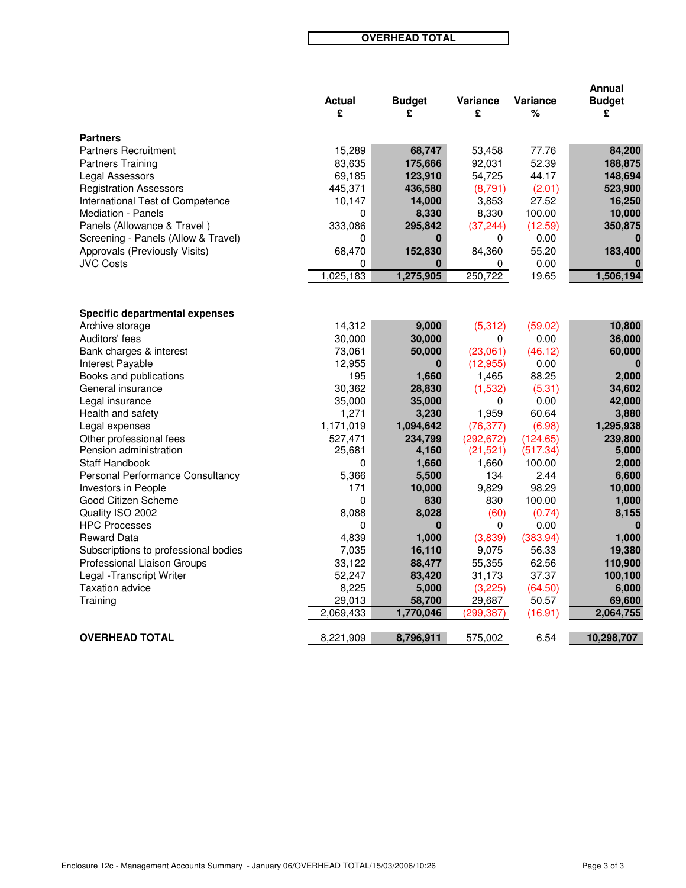# OVERHEAD TOTAL

| | Actual £ | Budget £ | Variance £ | Variance % | Annual Budget £ |
|---|---|---|---|---|---|
| **Partners** | | | | | |
| Partners Recruitment | 15,289 | **68,747** | 53,458 | 77.76 | **84,200** |
| Partners Training | 83,635 | **175,666** | 92,031 | 52.39 | **188,875** |
| Legal Assessors | 69,185 | **123,910** | 54,725 | 44.17 | **148,694** |
| Registration Assessors | 445,371 | **436,580** | (8,791) | (2.01) | **523,900** |
| International Test of Competence | 10,147 | **14,000** | 3,853 | 27.52 | **16,250** |
| Mediation - Panels | 0 | **8,330** | 8,330 | 100.00 | **10,000** |
| Panels (Allowance & Travel ) | 333,086 | **295,842** | (37,244) | (12.59) | **350,875** |
| Screening - Panels (Allow & Travel) | 0 | **0** | 0 | 0.00 | **0** |
| Approvals (Previously Visits) | 68,470 | **152,830** | 84,360 | 55.20 | **183,400** |
| JVC Costs | 0 | **0** | 0 | 0.00 | **0** |
| | 1,025,183 | **1,275,905** | 250,722 | 19.65 | **1,506,194** |
| **Specific departmental expenses** | | | | | |
| Archive storage | 14,312 | **9,000** | (5,312) | (59.02) | **10,800** |
| Auditors' fees | 30,000 | **30,000** | 0 | 0.00 | **36,000** |
| Bank charges & interest | 73,061 | **50,000** | (23,061) | (46.12) | **60,000** |
| Interest Payable | 12,955 | **0** | (12,955) | 0.00 | **0** |
| Books and publications | 195 | **1,660** | 1,465 | 88.25 | **2,000** |
| General insurance | 30,362 | **28,830** | (1,532) | (5.31) | **34,602** |
| Legal insurance | 35,000 | **35,000** | 0 | 0.00 | **42,000** |
| Health and safety | 1,271 | **3,230** | 1,959 | 60.64 | **3,880** |
| Legal expenses | 1,171,019 | **1,094,642** | (76,377) | (6.98) | **1,295,938** |
| Other professional fees | 527,471 | **234,799** | (292,672) | (124.65) | **239,800** |
| Pension administration | 25,681 | **4,160** | (21,521) | (517.34) | **5,000** |
| Staff Handbook | 0 | **1,660** | 1,660 | 100.00 | **2,000** |
| Personal Performance Consultancy | 5,366 | **5,500** | 134 | 2.44 | **6,600** |
| Investors in People | 171 | **10,000** | 9,829 | 98.29 | **10,000** |
| Good Citizen Scheme | 0 | **830** | 830 | 100.00 | **1,000** |
| Quality ISO 2002 | 8,088 | **8,028** | (60) | (0.74) | **8,155** |
| HPC Processes | 0 | **0** | 0 | 0.00 | **0** |
| Reward Data | 4,839 | **1,000** | (3,839) | (383.94) | **1,000** |
| Subscriptions to professional bodies | 7,035 | **16,110** | 9,075 | 56.33 | **19,380** |
| Professional Liaison Groups | 33,122 | **88,477** | 55,355 | 62.56 | **110,900** |
| Legal -Transcript Writer | 52,247 | **83,420** | 31,173 | 37.37 | **100,100** |
| Taxation advice | 8,225 | **5,000** | (3,225) | (64.50) | **6,000** |
| Training | 29,013 | **58,700** | 29,687 | 50.57 | **69,600** |
| | 2,069,433 | **1,770,046** | (299,387) | (16.91) | **2,064,755** |
| **OVERHEAD TOTAL** | 8,221,909 | **8,796,911** | 575,002 | 6.54 | **10,298,707** |

Enclosure 12c - Management Accounts Summary - January 06/OVERHEAD TOTAL/15/03/2006/10:26